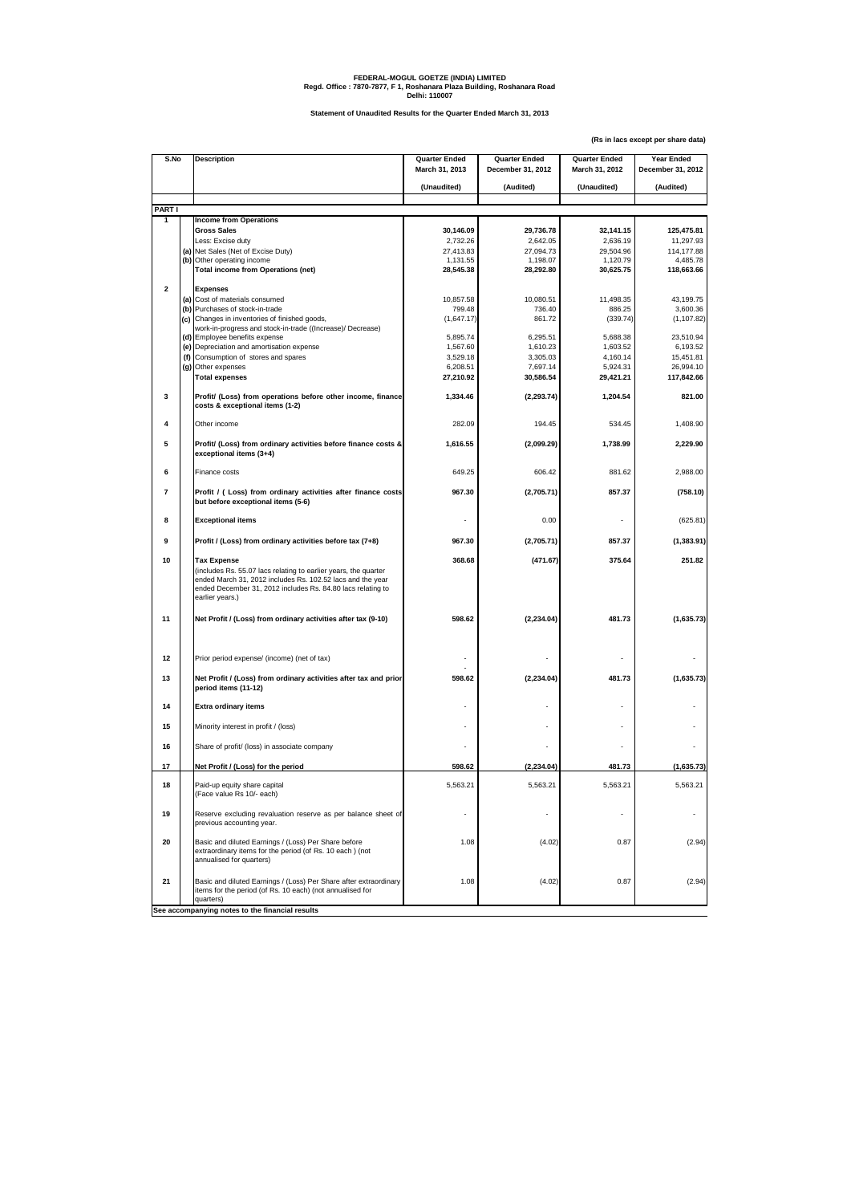**FEDERAL-MOGUL GOETZE (INDIA) LIMITED**
**Regd. Office : 7870-7877, F 1, Roshanara Plaza Building, Roshanara Road**
**Delhi: 110007**

**Statement of Unaudited Results for the Quarter Ended March 31, 2013**

**(Rs in lacs except per share data)**

| S.No | | Description | Quarter Ended March 31, 2013 | Quarter Ended December 31, 2012 | Quarter Ended March 31, 2012 | Year Ended December 31, 2012 |
|---|---|---|---|---|---|---|
| | | | (Unaudited) | (Audited) | (Unaudited) | (Audited) |
| **PART I** | | | | | | |
| 1 | | **Income from Operations** | | | | |
| | | **Gross Sales** | **30,146.09** | **29,736.78** | **32,141.15** | **125,475.81** |
| | | Less: Excise duty | 2,732.26 | 2,642.05 | 2,636.19 | 11,297.93 |
| | (a) | Net Sales (Net of Excise Duty) | 27,413.83 | 27,094.73 | 29,504.96 | 114,177.88 |
| | (b) | Other operating income | 1,131.55 | 1,198.07 | 1,120.79 | 4,485.78 |
| | | **Total income from Operations (net)** | **28,545.38** | **28,292.80** | **30,625.75** | **118,663.66** |
| 2 | | **Expenses** | | | | |
| | (a) | Cost of materials consumed | 10,857.58 | 10,080.51 | 11,498.35 | 43,199.75 |
| | (b) | Purchases of stock-in-trade | 799.48 | 736.40 | 886.25 | 3,600.36 |
| | (c) | Changes in inventories of finished goods, work-in-progress and stock-in-trade ((Increase)/ Decrease) | (1,647.17) | 861.72 | (339.74) | (1,107.82) |
| | (d) | Employee benefits expense | 5,895.74 | 6,295.51 | 5,688.38 | 23,510.94 |
| | (e) | Depreciation and amortisation expense | 1,567.60 | 1,610.23 | 1,603.52 | 6,193.52 |
| | (f) | Consumption of stores and spares | 3,529.18 | 3,305.03 | 4,160.14 | 15,451.81 |
| | (g) | Other expenses | 6,208.51 | 7,697.14 | 5,924.31 | 26,994.10 |
| | | **Total expenses** | **27,210.92** | **30,586.54** | **29,421.21** | **117,842.66** |
| 3 | | **Profit/ (Loss) from operations before other income, finance costs & exceptional items (1-2)** | **1,334.46** | **(2,293.74)** | **1,204.54** | **821.00** |
| 4 | | Other income | 282.09 | 194.45 | 534.45 | 1,408.90 |
| 5 | | **Profit/ (Loss) from ordinary activities before finance costs & exceptional items (3+4)** | **1,616.55** | **(2,099.29)** | **1,738.99** | **2,229.90** |
| 6 | | Finance costs | 649.25 | 606.42 | 881.62 | 2,988.00 |
| 7 | | **Profit / ( Loss) from ordinary activities after finance costs but before exceptional items (5-6)** | **967.30** | **(2,705.71)** | **857.37** | **(758.10)** |
| 8 | | **Exceptional items** | - | 0.00 | - | (625.81) |
| 9 | | **Profit / (Loss) from ordinary activities before tax (7+8)** | **967.30** | **(2,705.71)** | **857.37** | **(1,383.91)** |
| 10 | | **Tax Expense** (includes Rs. 55.07 lacs relating to earlier years, the quarter ended March 31, 2012 includes Rs. 102.52 lacs and the year ended December 31, 2012 includes Rs. 84.80 lacs relating to earlier years.) | **368.68** | **(471.67)** | **375.64** | **251.82** |
| 11 | | **Net Profit / (Loss) from ordinary activities after tax (9-10)** | **598.62** | **(2,234.04)** | **481.73** | **(1,635.73)** |
| 12 | | Prior period expense/ (income) (net of tax) | - | - | - | - |
| 13 | | **Net Profit / (Loss) from ordinary activities after tax and prior period items (11-12)** | **598.62** | **(2,234.04)** | **481.73** | **(1,635.73)** |
| 14 | | **Extra ordinary items** | - | - | - | - |
| 15 | | Minority interest in profit / (loss) | - | - | - | - |
| 16 | | Share of profit/ (loss) in associate company | - | - | - | - |
| 17 | | **Net Profit / (Loss) for the period** | **598.62** | **(2,234.04)** | **481.73** | **(1,635.73)** |
| 18 | | Paid-up equity share capital (Face value Rs 10/- each) | 5,563.21 | 5,563.21 | 5,563.21 | 5,563.21 |
| 19 | | Reserve excluding revaluation reserve as per balance sheet of previous accounting year. | - | - | - | - |
| 20 | | Basic and diluted Earnings / (Loss) Per Share before extraordinary items for the period (of Rs. 10 each ) (not annualised for quarters) | 1.08 | (4.02) | 0.87 | (2.94) |
| 21 | | Basic and diluted Earnings / (Loss) Per Share after extraordinary items for the period (of Rs. 10 each) (not annualised for quarters) | 1.08 | (4.02) | 0.87 | (2.94) |

**See accompanying notes to the financial results**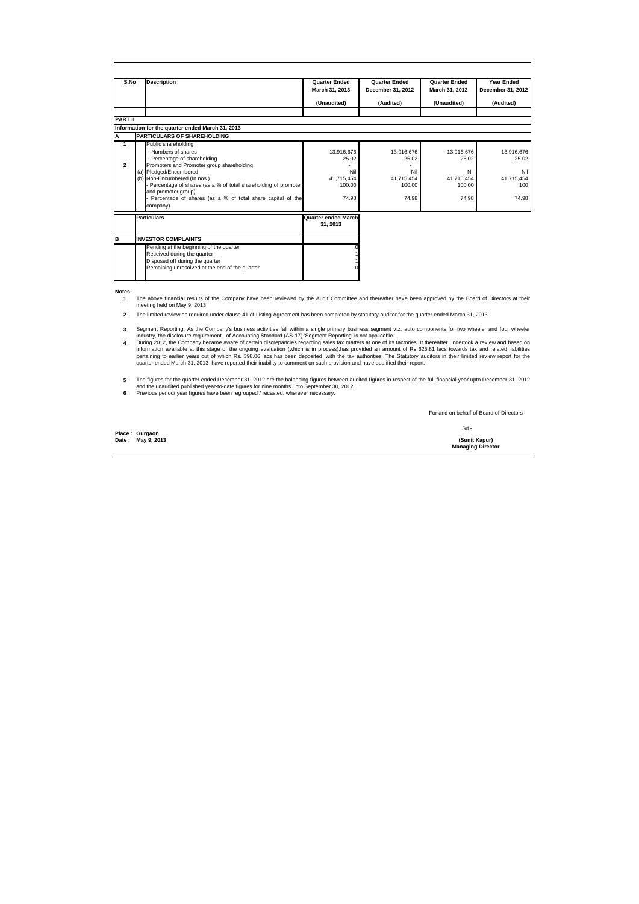| S.No | Description | Quarter Ended March 31, 2013 (Unaudited) | Quarter Ended December 31, 2012 (Audited) | Quarter Ended March 31, 2012 (Unaudited) | Year Ended December 31, 2012 (Audited) |
|---|---|---|---|---|---|
| **PART II** | | | | | |
| | **Information for the quarter ended March 31, 2013** | | | | |
| **A** | **PARTICULARS OF SHAREHOLDING** | | | | |
| **1** | Public shareholding | | | | |
| | - Numbers of shares | 13,916,676 | 13,916,676 | 13,916,676 | 13,916,676 |
| | - Percentage of shareholding | 25.02 | 25.02 | 25.02 | 25.02 |
| **2** | Promoters and Promoter group shareholding | - | - | | |
| | (a) Pledged/Encumbered | Nil | Nil | Nil | Nil |
| | (b) Non-Encumbered (In nos.) | 41,715,454 | 41,715,454 | 41,715,454 | 41,715,454 |
| | - Percentage of shares (as a % of total shareholding of promoter and promoter group) | 100.00 | 100.00 | 100.00 | 100 |
| | - Percentage of shares (as a % of total share capital of the company) | 74.98 | 74.98 | 74.98 | 74.98 |

| | Particulars | Quarter ended March 31, 2013 |
|---|---|---|
| **B** | **INVESTOR COMPLAINTS** | |
| | Pending at the beginning of the quarter | 0 |
| | Received during the quarter | 1 |
| | Disposed off during the quarter | 1 |
| | Remaining unresolved at the end of the quarter | 0 |

**Notes:**

1. The above financial results of the Company have been reviewed by the Audit Committee and thereafter have been approved by the Board of Directors at their meeting held on May 9, 2013
2. The limited review as required under clause 41 of Listing Agreement has been completed by statutory auditor for the quarter ended March 31, 2013
3. Segment Reporting: As the Company's business activities fall within a single primary business segment viz, auto components for two wheeler and four wheeler industry, the disclosure requirement of Accounting Standard (AS-17) 'Segment Reporting' is not applicable.
4. During 2012, the Company became aware of certain discrepancies regarding sales tax matters at one of its factories. It thereafter undertook a review and based on information available at this stage of the ongoing evaluation (which is in process),has provided an amount of Rs 625.81 lacs towards tax and related liabilities pertaining to earlier years out of which Rs. 398.06 lacs has been deposited with the tax authorities. The Statutory auditors in their limited review report for the quarter ended March 31, 2013 have reported their inability to comment on such provision and have qualified their report.
5. The figures for the quarter ended December 31, 2012 are the balancing figures between audited figures in respect of the full financial year upto December 31, 2012 and the unaudited published year-to-date figures for nine months upto September 30, 2012.
6. Previous period/ year figures have been regrouped / recasted, wherever necessary.

For and on behalf of Board of Directors

Sd.-

**Place : Gurgaon**
**Date : May 9, 2013**

**(Sunit Kapur)**
**Managing Director**